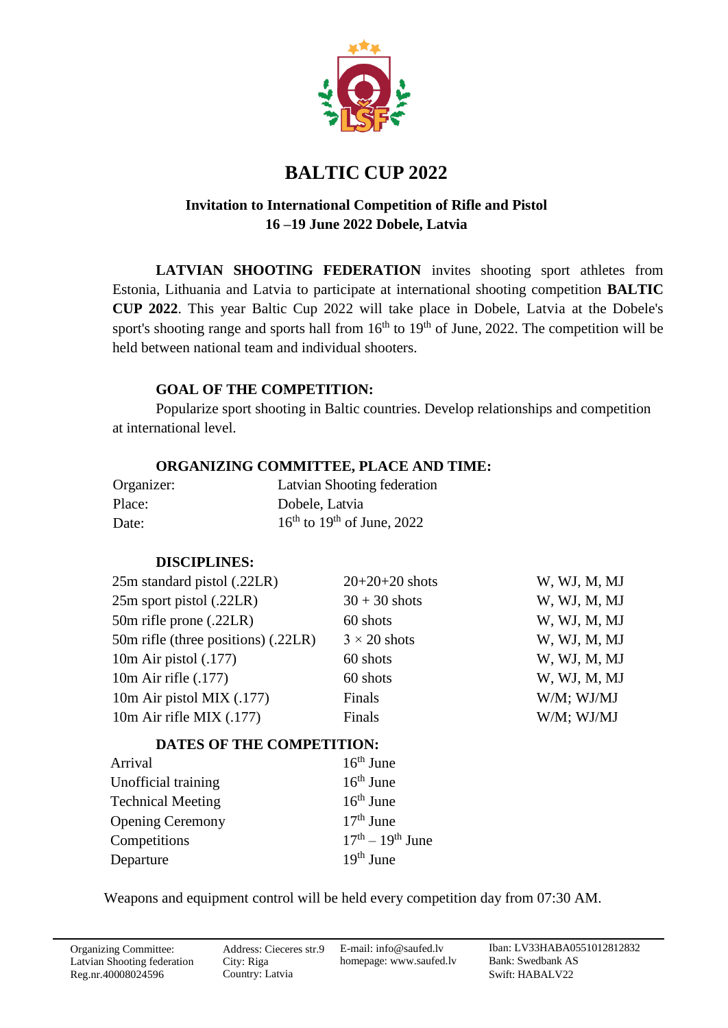# BALTIC CUP 2022

**Invitation to International Competition of Rifle and Pistol**
**16 –19 June 2022 Dobele, Latvia**

**LATVIAN SHOOTING FEDERATION** invites shooting sport athletes from Estonia, Lithuania and Latvia to participate at international shooting competition **BALTIC CUP 2022**. This year Baltic Cup 2022 will take place in Dobele, Latvia at the Dobele's sport's shooting range and sports hall from 16th to 19th of June, 2022. The competition will be held between national team and individual shooters.

### GOAL OF THE COMPETITION:

Popularize sport shooting in Baltic countries. Develop relationships and competition at international level.

### ORGANIZING COMMITTEE, PLACE AND TIME:

| | |
|---|---|
| Organizer: | Latvian Shooting federation |
| Place: | Dobele, Latvia |
| Date: | 16th to 19th of June, 2022 |

### DISCIPLINES:

| | | |
|---|---|---|
| 25m standard pistol (.22LR) | 20+20+20 shots | W, WJ, M, MJ |
| 25m sport pistol (.22LR) | 30 + 30 shots | W, WJ, M, MJ |
| 50m rifle prone (.22LR) | 60 shots | W, WJ, M, MJ |
| 50m rifle (three positions) (.22LR) | 3 × 20 shots | W, WJ, M, MJ |
| 10m Air pistol (.177) | 60 shots | W, WJ, M, MJ |
| 10m Air rifle (.177) | 60 shots | W, WJ, M, MJ |
| 10m Air pistol MIX (.177) | Finals | W/M; WJ/MJ |
| 10m Air rifle MIX (.177) | Finals | W/M; WJ/MJ |

### DATES OF THE COMPETITION:

| | |
|---|---|
| Arrival | 16th June |
| Unofficial training | 16th June |
| Technical Meeting | 16th June |
| Opening Ceremony | 17th June |
| Competitions | 17th – 19th June |
| Departure | 19th June |

Weapons and equipment control will be held every competition day from 07:30 AM.

---

Organizing Committee: Latvian Shooting federation Reg.nr.40008024596 | Address: Cieceres str.9 City: Riga Country: Latvia | E-mail: info@saufed.lv homepage: www.saufed.lv | Iban: LV33HABA0551012812832 Bank: Swedbank AS Swift: HABALV22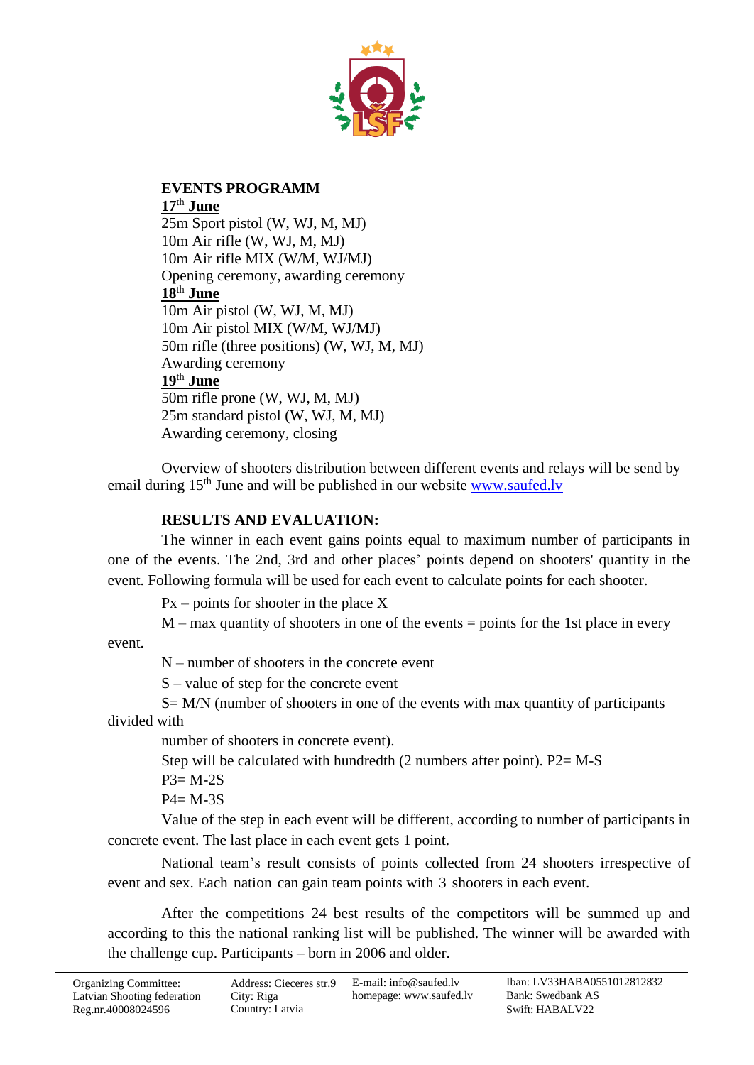## EVENTS PROGRAMM

**17th June**

25m Sport pistol (W, WJ, M, MJ)
10m Air rifle (W, WJ, M, MJ)
10m Air rifle MIX (W/M, WJ/MJ)
Opening ceremony, awarding ceremony

**18th June**

10m Air pistol (W, WJ, M, MJ)
10m Air pistol MIX (W/M, WJ/MJ)
50m rifle (three positions) (W, WJ, M, MJ)
Awarding ceremony

**19th June**

50m rifle prone (W, WJ, M, MJ)
25m standard pistol (W, WJ, M, MJ)
Awarding ceremony, closing

Overview of shooters distribution between different events and relays will be send by email during 15th June and will be published in our website www.saufed.lv

## RESULTS AND EVALUATION:

The winner in each event gains points equal to maximum number of participants in one of the events. The 2nd, 3rd and other places' points depend on shooters' quantity in the event. Following formula will be used for each event to calculate points for each shooter.

Px – points for shooter in the place X

M – max quantity of shooters in one of the events = points for the 1st place in every event.

N – number of shooters in the concrete event

S – value of step for the concrete event

S= M/N (number of shooters in one of the events with max quantity of participants divided with number of shooters in concrete event).

Step will be calculated with hundredth (2 numbers after point). P2= M-S

P3= M-2S

P4= M-3S

Value of the step in each event will be different, according to number of participants in concrete event. The last place in each event gets 1 point.

National team's result consists of points collected from 24 shooters irrespective of event and sex. Each nation can gain team points with 3 shooters in each event.

After the competitions 24 best results of the competitors will be summed up and according to this the national ranking list will be published. The winner will be awarded with the challenge cup. Participants – born in 2006 and older.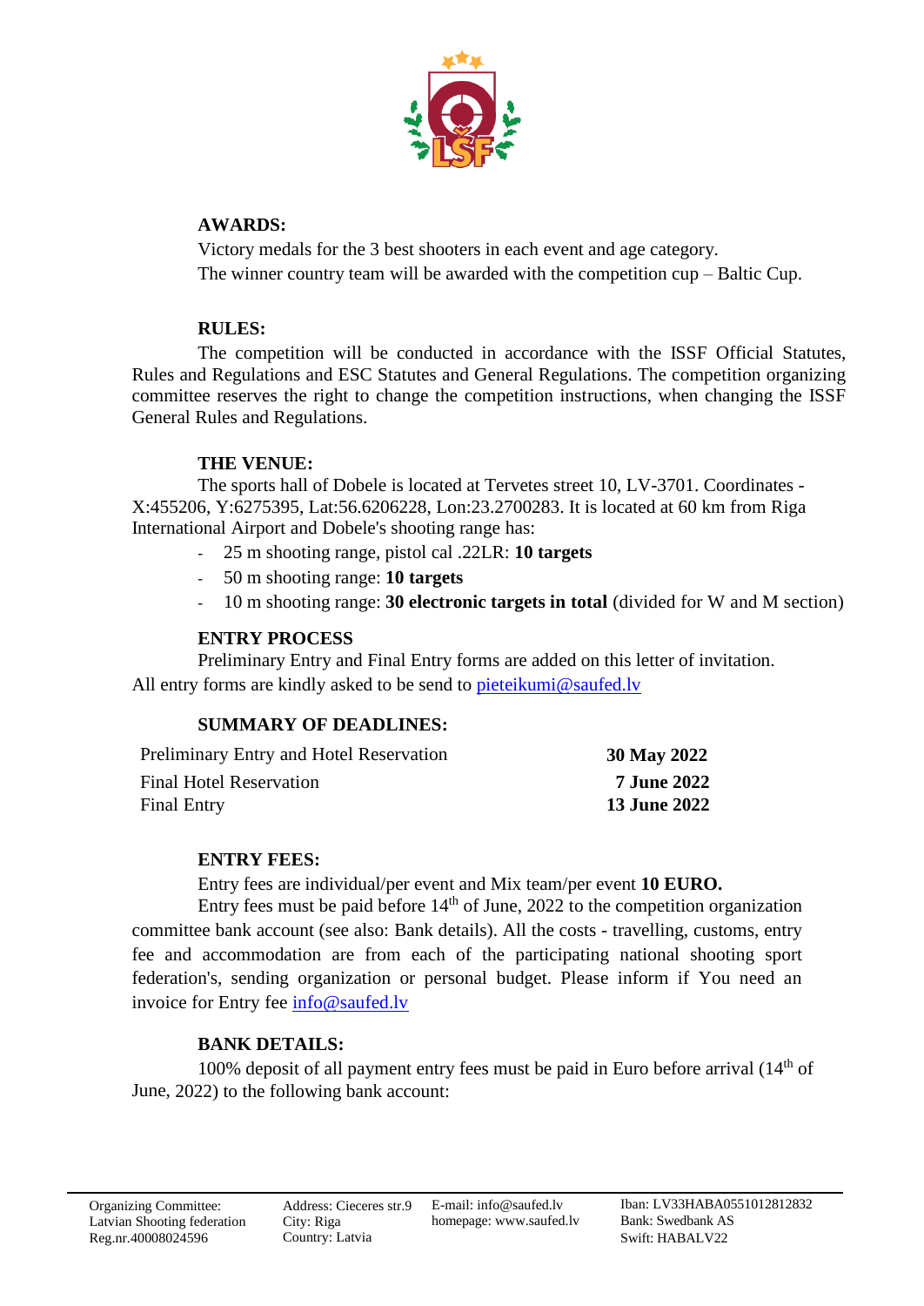**AWARDS:**

Victory medals for the 3 best shooters in each event and age category.

The winner country team will be awarded with the competition cup – Baltic Cup.

**RULES:**

The competition will be conducted in accordance with the ISSF Official Statutes, Rules and Regulations and ESC Statutes and General Regulations. The competition organizing committee reserves the right to change the competition instructions, when changing the ISSF General Rules and Regulations.

**THE VENUE:**

The sports hall of Dobele is located at Tervetes street 10, LV-3701. Coordinates - X:455206, Y:6275395, Lat:56.6206228, Lon:23.2700283. It is located at 60 km from Riga International Airport and Dobele's shooting range has:

- 25 m shooting range, pistol cal .22LR: **10 targets**
- 50 m shooting range: **10 targets**
- 10 m shooting range: **30 electronic targets in total** (divided for W and M section)

**ENTRY PROCESS**

Preliminary Entry and Final Entry forms are added on this letter of invitation. All entry forms are kindly asked to be send to pieteikumi@saufed.lv

**SUMMARY OF DEADLINES:**

| | |
|---|---|
| Preliminary Entry and Hotel Reservation | **30 May 2022** |
| Final Hotel Reservation | **7 June 2022** |
| Final Entry | **13 June 2022** |

**ENTRY FEES:**

Entry fees are individual/per event and Mix team/per event **10 EURO.**

Entry fees must be paid before 14th of June, 2022 to the competition organization committee bank account (see also: Bank details). All the costs - travelling, customs, entry fee and accommodation are from each of the participating national shooting sport federation's, sending organization or personal budget. Please inform if You need an invoice for Entry fee info@saufed.lv

**BANK DETAILS:**

100% deposit of all payment entry fees must be paid in Euro before arrival (14th of June, 2022) to the following bank account: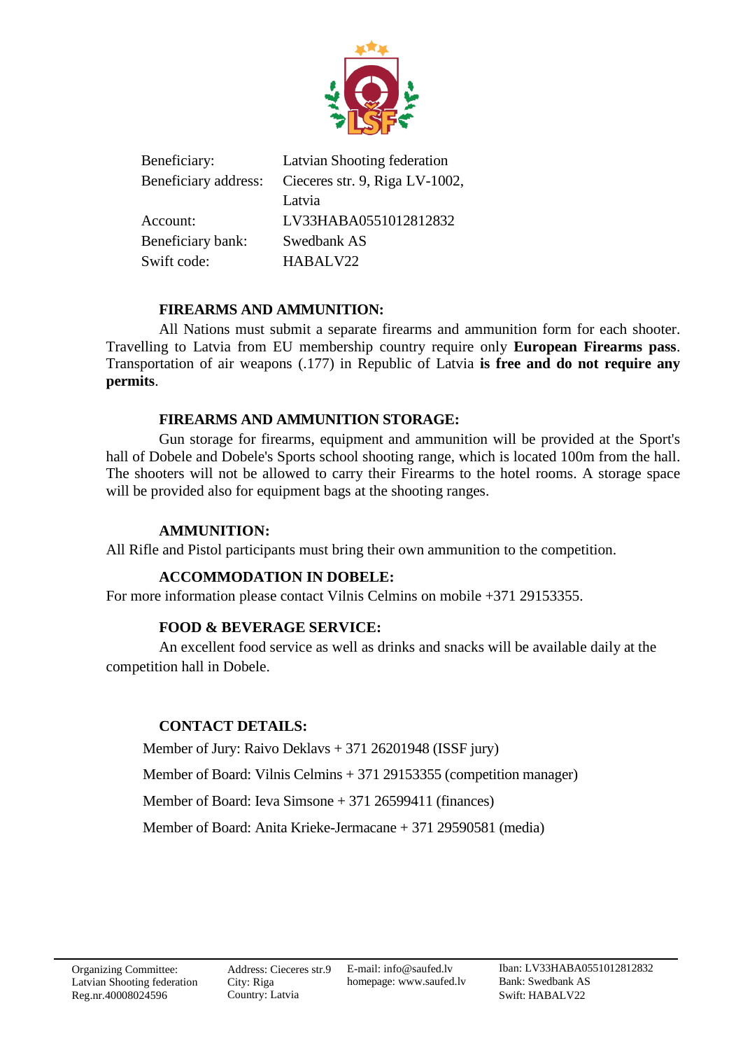| | |
|---|---|
| Beneficiary: | Latvian Shooting federation |
| Beneficiary address: | Cieceres str. 9, Riga LV-1002, Latvia |
| Account: | LV33HABA0551012812832 |
| Beneficiary bank: | Swedbank AS |
| Swift code: | HABALV22 |

**FIREARMS AND AMMUNITION:**

All Nations must submit a separate firearms and ammunition form for each shooter. Travelling to Latvia from EU membership country require only **European Firearms pass**. Transportation of air weapons (.177) in Republic of Latvia **is free and do not require any permits**.

**FIREARMS AND AMMUNITION STORAGE:**

Gun storage for firearms, equipment and ammunition will be provided at the Sport's hall of Dobele and Dobele's Sports school shooting range, which is located 100m from the hall. The shooters will not be allowed to carry their Firearms to the hotel rooms. A storage space will be provided also for equipment bags at the shooting ranges.

**AMMUNITION:**

All Rifle and Pistol participants must bring their own ammunition to the competition.

**ACCOMMODATION IN DOBELE:**

For more information please contact Vilnis Celmins on mobile +371 29153355.

**FOOD & BEVERAGE SERVICE:**

An excellent food service as well as drinks and snacks will be available daily at the competition hall in Dobele.

**CONTACT DETAILS:**

Member of Jury: Raivo Deklavs + 371 26201948 (ISSF jury)

Member of Board: Vilnis Celmins + 371 29153355 (competition manager)

Member of Board: Ieva Simsone + 371 26599411 (finances)

Member of Board: Anita Krieke-Jermacane + 371 29590581 (media)